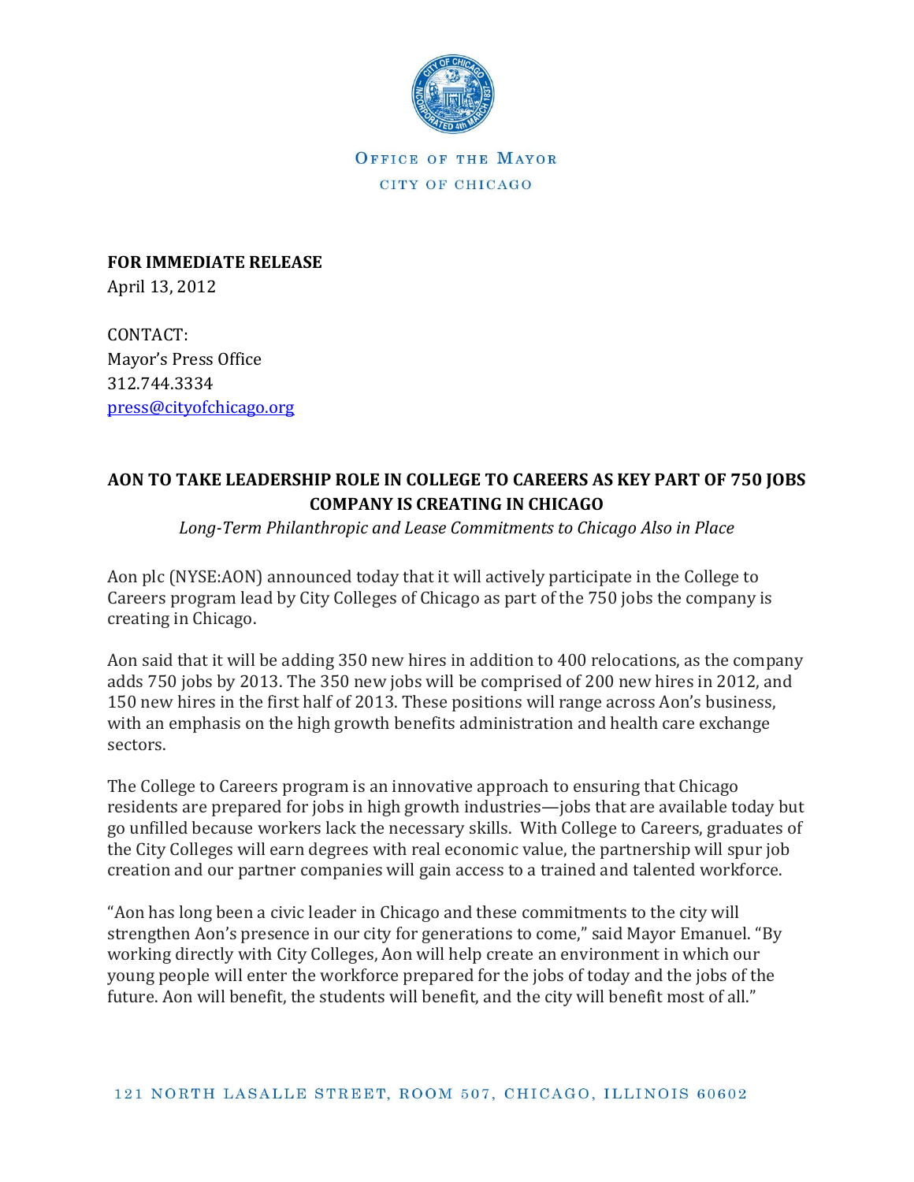OFFICE OF THE MAYOR
CITY OF CHICAGO

**FOR IMMEDIATE RELEASE**
April 13, 2012

CONTACT:
Mayor's Press Office
312.744.3334
press@cityofchicago.org

## AON TO TAKE LEADERSHIP ROLE IN COLLEGE TO CAREERS AS KEY PART OF 750 JOBS COMPANY IS CREATING IN CHICAGO

*Long-Term Philanthropic and Lease Commitments to Chicago Also in Place*

Aon plc (NYSE:AON) announced today that it will actively participate in the College to Careers program lead by City Colleges of Chicago as part of the 750 jobs the company is creating in Chicago.

Aon said that it will be adding 350 new hires in addition to 400 relocations, as the company adds 750 jobs by 2013. The 350 new jobs will be comprised of 200 new hires in 2012, and 150 new hires in the first half of 2013. These positions will range across Aon's business, with an emphasis on the high growth benefits administration and health care exchange sectors.

The College to Careers program is an innovative approach to ensuring that Chicago residents are prepared for jobs in high growth industries—jobs that are available today but go unfilled because workers lack the necessary skills. With College to Careers, graduates of the City Colleges will earn degrees with real economic value, the partnership will spur job creation and our partner companies will gain access to a trained and talented workforce.

"Aon has long been a civic leader in Chicago and these commitments to the city will strengthen Aon's presence in our city for generations to come," said Mayor Emanuel. "By working directly with City Colleges, Aon will help create an environment in which our young people will enter the workforce prepared for the jobs of today and the jobs of the future. Aon will benefit, the students will benefit, and the city will benefit most of all."

121 NORTH LASALLE STREET, ROOM 507, CHICAGO, ILLINOIS 60602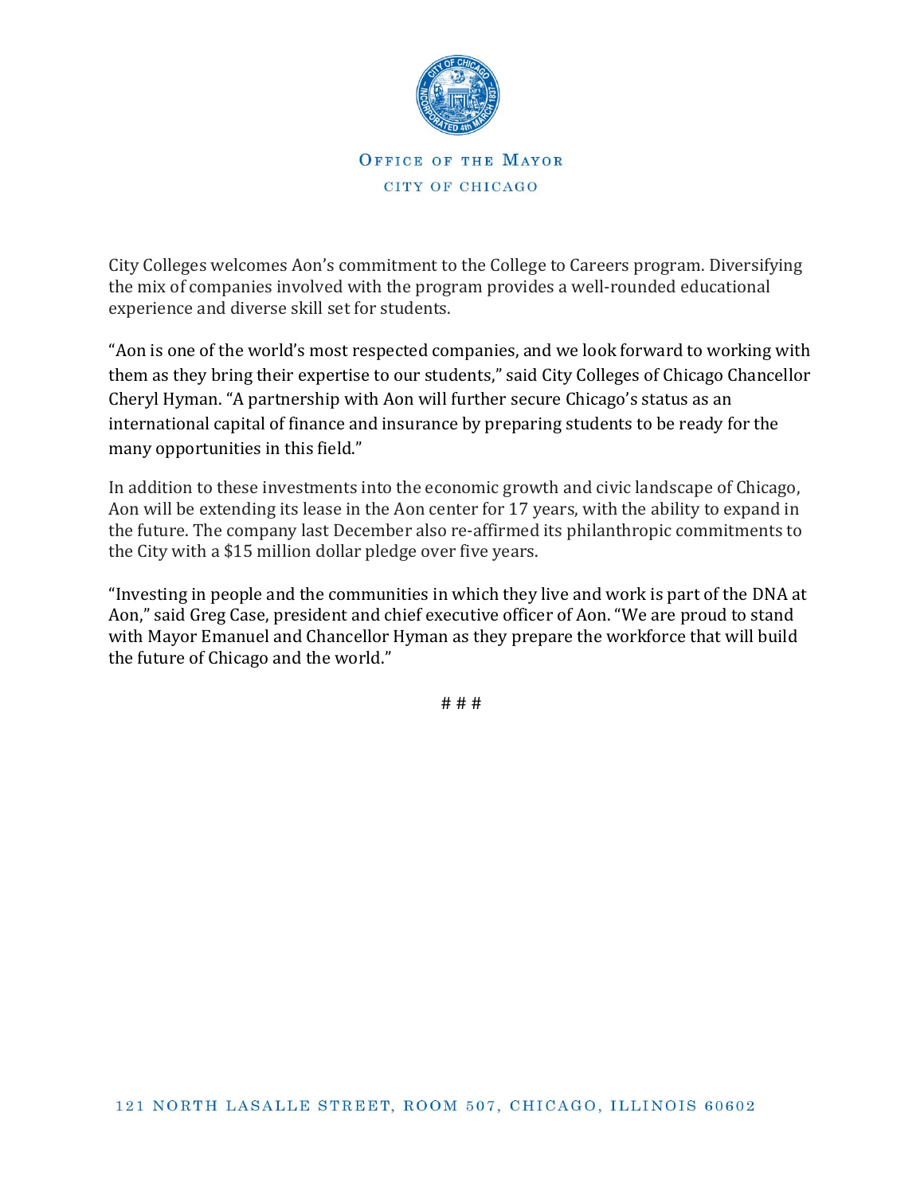OFFICE OF THE MAYOR

CITY OF CHICAGO

City Colleges welcomes Aon's commitment to the College to Careers program. Diversifying the mix of companies involved with the program provides a well-rounded educational experience and diverse skill set for students.

"Aon is one of the world's most respected companies, and we look forward to working with them as they bring their expertise to our students," said City Colleges of Chicago Chancellor Cheryl Hyman. "A partnership with Aon will further secure Chicago's status as an international capital of finance and insurance by preparing students to be ready for the many opportunities in this field."

In addition to these investments into the economic growth and civic landscape of Chicago, Aon will be extending its lease in the Aon center for 17 years, with the ability to expand in the future. The company last December also re-affirmed its philanthropic commitments to the City with a $15 million dollar pledge over five years.

"Investing in people and the communities in which they live and work is part of the DNA at Aon," said Greg Case, president and chief executive officer of Aon. "We are proud to stand with Mayor Emanuel and Chancellor Hyman as they prepare the workforce that will build the future of Chicago and the world."

# # #

121 NORTH LASALLE STREET, ROOM 507, CHICAGO, ILLINOIS 60602